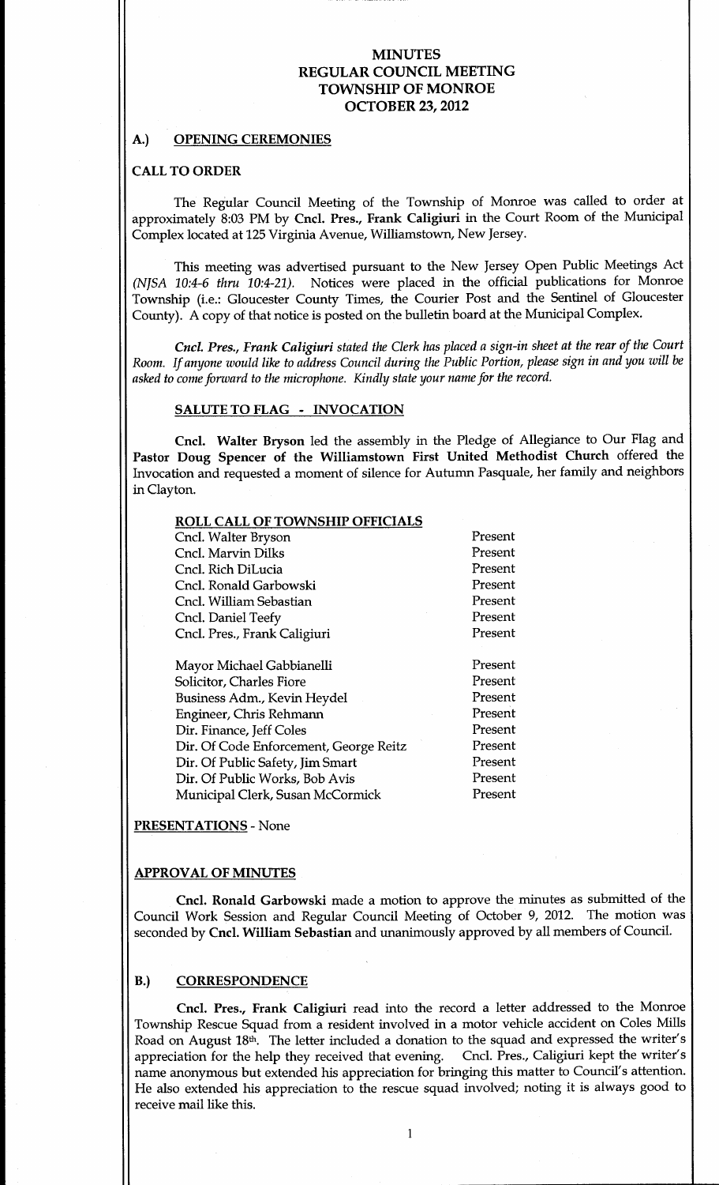# MINUTES
# REGULAR COUNCIL MEETING
# TOWNSHIP OF MONROE
# OCTOBER 23, 2012

## A.) OPENING CEREMONIES

### CALL TO ORDER

The Regular Council Meeting of the Township of Monroe was called to order at approximately 8:03 PM by **Cncl. Pres., Frank Caligiuri** in the Court Room of the Municipal Complex located at 125 Virginia Avenue, Williamstown, New Jersey.

This meeting was advertised pursuant to the New Jersey Open Public Meetings Act *(NJSA 10:4-6 thru 10:4-21)*. Notices were placed in the official publications for Monroe Township (i.e.: Gloucester County Times, the Courier Post and the Sentinel of Gloucester County). A copy of that notice is posted on the bulletin board at the Municipal Complex.

***Cncl. Pres., Frank Caligiuri*** *stated the Clerk has placed a sign-in sheet at the rear of the Court Room. If anyone would like to address Council during the Public Portion, please sign in and you will be asked to come forward to the microphone. Kindly state your name for the record.*

### SALUTE TO FLAG - INVOCATION

**Cncl. Walter Bryson** led the assembly in the Pledge of Allegiance to Our Flag and **Pastor Doug Spencer of the Williamstown First United Methodist Church** offered the Invocation and requested a moment of silence for Autumn Pasquale, her family and neighbors in Clayton.

### ROLL CALL OF TOWNSHIP OFFICIALS

| | |
|---|---|
| Cncl. Walter Bryson | Present |
| Cncl. Marvin Dilks | Present |
| Cncl. Rich DiLucia | Present |
| Cncl. Ronald Garbowski | Present |
| Cncl. William Sebastian | Present |
| Cncl. Daniel Teefy | Present |
| Cncl. Pres., Frank Caligiuri | Present |
| | |
| Mayor Michael Gabbianelli | Present |
| Solicitor, Charles Fiore | Present |
| Business Adm., Kevin Heydel | Present |
| Engineer, Chris Rehmann | Present |
| Dir. Finance, Jeff Coles | Present |
| Dir. Of Code Enforcement, George Reitz | Present |
| Dir. Of Public Safety, Jim Smart | Present |
| Dir. Of Public Works, Bob Avis | Present |
| Municipal Clerk, Susan McCormick | Present |

### PRESENTATIONS - None

### APPROVAL OF MINUTES

**Cncl. Ronald Garbowski** made a motion to approve the minutes as submitted of the Council Work Session and Regular Council Meeting of October 9, 2012. The motion was seconded by **Cncl. William Sebastian** and unanimously approved by all members of Council.

## B.) CORRESPONDENCE

**Cncl. Pres., Frank Caligiuri** read into the record a letter addressed to the Monroe Township Rescue Squad from a resident involved in a motor vehicle accident on Coles Mills Road on August 18th. The letter included a donation to the squad and expressed the writer's appreciation for the help they received that evening. Cncl. Pres., Caligiuri kept the writer's name anonymous but extended his appreciation for bringing this matter to Council's attention. He also extended his appreciation to the rescue squad involved; noting it is always good to receive mail like this.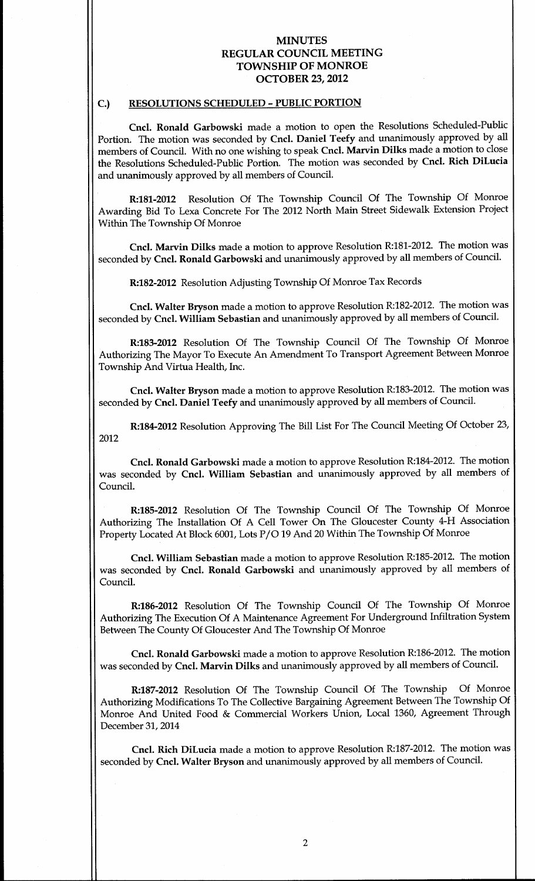# MINUTES
# REGULAR COUNCIL MEETING
# TOWNSHIP OF MONROE
# OCTOBER 23, 2012

## C.) RESOLUTIONS SCHEDULED – PUBLIC PORTION

**Cncl. Ronald Garbowski** made a motion to open the Resolutions Scheduled-Public Portion. The motion was seconded by **Cncl. Daniel Teefy** and unanimously approved by all members of Council. With no one wishing to speak **Cncl. Marvin Dilks** made a motion to close the Resolutions Scheduled-Public Portion. The motion was seconded by **Cncl. Rich DiLucia** and unanimously approved by all members of Council.

**R:181-2012** Resolution Of The Township Council Of The Township Of Monroe Awarding Bid To Lexa Concrete For The 2012 North Main Street Sidewalk Extension Project Within The Township Of Monroe

**Cncl. Marvin Dilks** made a motion to approve Resolution R:181-2012. The motion was seconded by **Cncl. Ronald Garbowski** and unanimously approved by all members of Council.

**R:182-2012** Resolution Adjusting Township Of Monroe Tax Records

**Cncl. Walter Bryson** made a motion to approve Resolution R:182-2012. The motion was seconded by **Cncl. William Sebastian** and unanimously approved by all members of Council.

**R:183-2012** Resolution Of The Township Council Of The Township Of Monroe Authorizing The Mayor To Execute An Amendment To Transport Agreement Between Monroe Township And Virtua Health, Inc.

**Cncl. Walter Bryson** made a motion to approve Resolution R:183-2012. The motion was seconded by **Cncl. Daniel Teefy** and unanimously approved by all members of Council.

**R:184-2012** Resolution Approving The Bill List For The Council Meeting Of October 23, 2012

**Cncl. Ronald Garbowski** made a motion to approve Resolution R:184-2012. The motion was seconded by **Cncl. William Sebastian** and unanimously approved by all members of Council.

**R:185-2012** Resolution Of The Township Council Of The Township Of Monroe Authorizing The Installation Of A Cell Tower On The Gloucester County 4-H Association Property Located At Block 6001, Lots P/O 19 And 20 Within The Township Of Monroe

**Cncl. William Sebastian** made a motion to approve Resolution R:185-2012. The motion was seconded by **Cncl. Ronald Garbowski** and unanimously approved by all members of Council.

**R:186-2012** Resolution Of The Township Council Of The Township Of Monroe Authorizing The Execution Of A Maintenance Agreement For Underground Infiltration System Between The County Of Gloucester And The Township Of Monroe

**Cncl. Ronald Garbowski** made a motion to approve Resolution R:186-2012. The motion was seconded by **Cncl. Marvin Dilks** and unanimously approved by all members of Council.

**R:187-2012** Resolution Of The Township Council Of The Township Of Monroe Authorizing Modifications To The Collective Bargaining Agreement Between The Township Of Monroe And United Food & Commercial Workers Union, Local 1360, Agreement Through December 31, 2014

**Cncl. Rich DiLucia** made a motion to approve Resolution R:187-2012. The motion was seconded by **Cncl. Walter Bryson** and unanimously approved by all members of Council.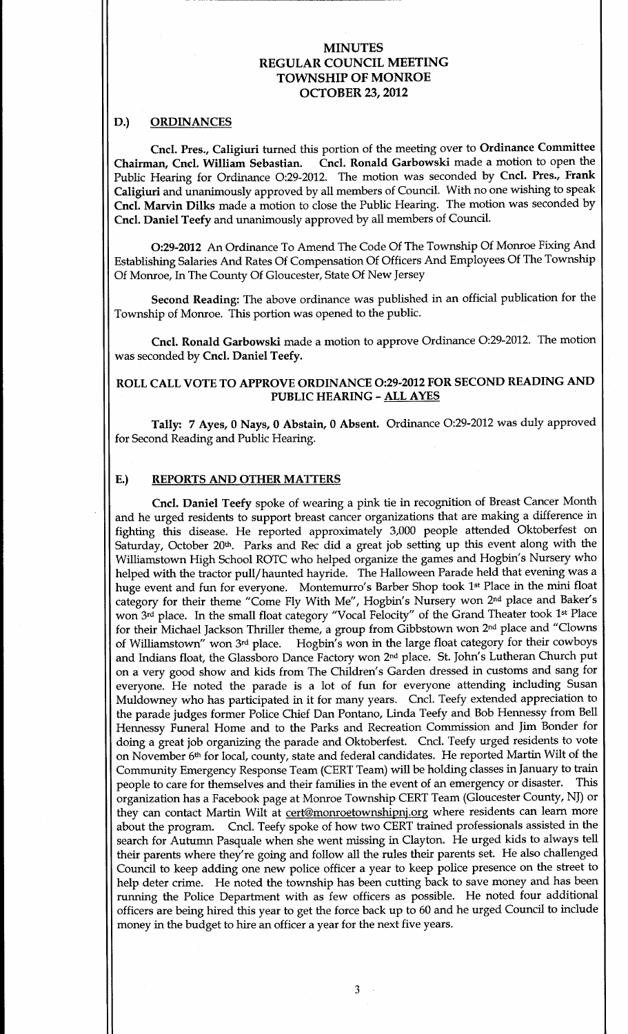# MINUTES
# REGULAR COUNCIL MEETING
# TOWNSHIP OF MONROE
# OCTOBER 23, 2012

## D.) ORDINANCES

**Cncl. Pres., Caligiuri** turned this portion of the meeting over to **Ordinance Committee Chairman, Cncl. William Sebastian. Cncl. Ronald Garbowski** made a motion to open the Public Hearing for Ordinance O:29-2012. The motion was seconded by **Cncl. Pres., Frank Caligiuri** and unanimously approved by all members of Council. With no one wishing to speak **Cncl. Marvin Dilks** made a motion to close the Public Hearing. The motion was seconded by **Cncl. Daniel Teefy** and unanimously approved by all members of Council.

**O:29-2012** An Ordinance To Amend The Code Of The Township Of Monroe Fixing And Establishing Salaries And Rates Of Compensation Of Officers And Employees Of The Township Of Monroe, In The County Of Gloucester, State Of New Jersey

**Second Reading:** The above ordinance was published in an official publication for the Township of Monroe. This portion was opened to the public.

**Cncl. Ronald Garbowski** made a motion to approve Ordinance O:29-2012. The motion was seconded by **Cncl. Daniel Teefy.**

**ROLL CALL VOTE TO APPROVE ORDINANCE O:29-2012 FOR SECOND READING AND PUBLIC HEARING – ALL AYES**

**Tally: 7 Ayes, 0 Nays, 0 Abstain, 0 Absent.** Ordinance O:29-2012 was duly approved for Second Reading and Public Hearing.

## E.) REPORTS AND OTHER MATTERS

**Cncl. Daniel Teefy** spoke of wearing a pink tie in recognition of Breast Cancer Month and he urged residents to support breast cancer organizations that are making a difference in fighting this disease. He reported approximately 3,000 people attended Oktoberfest on Saturday, October 20th. Parks and Rec did a great job setting up this event along with the Williamstown High School ROTC who helped organize the games and Hogbin's Nursery who helped with the tractor pull/haunted hayride. The Halloween Parade held that evening was a huge event and fun for everyone. Montemurro's Barber Shop took 1st Place in the mini float category for their theme "Come Fly With Me", Hogbin's Nursery won 2nd place and Baker's won 3rd place. In the small float category "Vocal Felocity" of the Grand Theater took 1st Place for their Michael Jackson Thriller theme, a group from Gibbstown won 2nd place and "Clowns of Williamstown" won 3rd place. Hogbin's won in the large float category for their cowboys and Indians float, the Glassboro Dance Factory won 2nd place. St. John's Lutheran Church put on a very good show and kids from The Children's Garden dressed in customs and sang for everyone. He noted the parade is a lot of fun for everyone attending including Susan Muldowney who has participated in it for many years. Cncl. Teefy extended appreciation to the parade judges former Police Chief Dan Pontano, Linda Teefy and Bob Hennessy from Bell Hennessy Funeral Home and to the Parks and Recreation Commission and Jim Bonder for doing a great job organizing the parade and Oktoberfest. Cncl. Teefy urged residents to vote on November 6th for local, county, state and federal candidates. He reported Martin Wilt of the Community Emergency Response Team (CERT Team) will be holding classes in January to train people to care for themselves and their families in the event of an emergency or disaster. This organization has a Facebook page at Monroe Township CERT Team (Gloucester County, NJ) or they can contact Martin Wilt at cert@monroetownshipnj.org where residents can learn more about the program. Cncl. Teefy spoke of how two CERT trained professionals assisted in the search for Autumn Pasquale when she went missing in Clayton. He urged kids to always tell their parents where they're going and follow all the rules their parents set. He also challenged Council to keep adding one new police officer a year to keep police presence on the street to help deter crime. He noted the township has been cutting back to save money and has been running the Police Department with as few officers as possible. He noted four additional officers are being hired this year to get the force back up to 60 and he urged Council to include money in the budget to hire an officer a year for the next five years.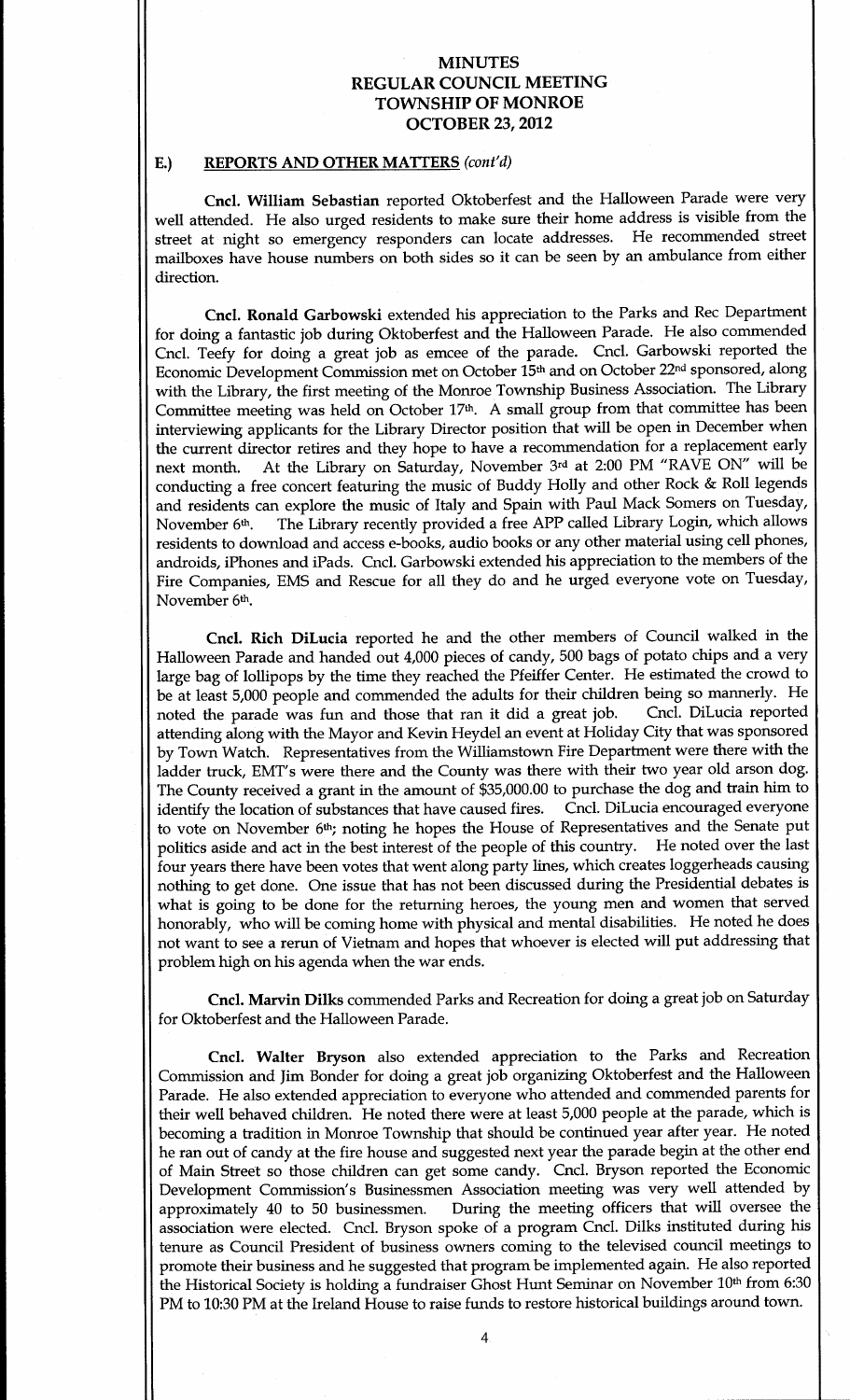# MINUTES
# REGULAR COUNCIL MEETING
# TOWNSHIP OF MONROE
# OCTOBER 23, 2012

## E.) REPORTS AND OTHER MATTERS *(cont'd)*

**Cncl. William Sebastian** reported Oktoberfest and the Halloween Parade were very well attended. He also urged residents to make sure their home address is visible from the street at night so emergency responders can locate addresses. He recommended street mailboxes have house numbers on both sides so it can be seen by an ambulance from either direction.

**Cncl. Ronald Garbowski** extended his appreciation to the Parks and Rec Department for doing a fantastic job during Oktoberfest and the Halloween Parade. He also commended Cncl. Teefy for doing a great job as emcee of the parade. Cncl. Garbowski reported the Economic Development Commission met on October 15th and on October 22nd sponsored, along with the Library, the first meeting of the Monroe Township Business Association. The Library Committee meeting was held on October 17th. A small group from that committee has been interviewing applicants for the Library Director position that will be open in December when the current director retires and they hope to have a recommendation for a replacement early next month. At the Library on Saturday, November 3rd at 2:00 PM "RAVE ON" will be conducting a free concert featuring the music of Buddy Holly and other Rock & Roll legends and residents can explore the music of Italy and Spain with Paul Mack Somers on Tuesday, November 6th. The Library recently provided a free APP called Library Login, which allows residents to download and access e-books, audio books or any other material using cell phones, androids, iPhones and iPads. Cncl. Garbowski extended his appreciation to the members of the Fire Companies, EMS and Rescue for all they do and he urged everyone vote on Tuesday, November 6th.

**Cncl. Rich DiLucia** reported he and the other members of Council walked in the Halloween Parade and handed out 4,000 pieces of candy, 500 bags of potato chips and a very large bag of lollipops by the time they reached the Pfeiffer Center. He estimated the crowd to be at least 5,000 people and commended the adults for their children being so mannerly. He noted the parade was fun and those that ran it did a great job. Cncl. DiLucia reported attending along with the Mayor and Kevin Heydel an event at Holiday City that was sponsored by Town Watch. Representatives from the Williamstown Fire Department were there with the ladder truck, EMT's were there and the County was there with their two year old arson dog. The County received a grant in the amount of $35,000.00 to purchase the dog and train him to identify the location of substances that have caused fires. Cncl. DiLucia encouraged everyone to vote on November 6th; noting he hopes the House of Representatives and the Senate put politics aside and act in the best interest of the people of this country. He noted over the last four years there have been votes that went along party lines, which creates loggerheads causing nothing to get done. One issue that has not been discussed during the Presidential debates is what is going to be done for the returning heroes, the young men and women that served honorably, who will be coming home with physical and mental disabilities. He noted he does not want to see a rerun of Vietnam and hopes that whoever is elected will put addressing that problem high on his agenda when the war ends.

**Cncl. Marvin Dilks** commended Parks and Recreation for doing a great job on Saturday for Oktoberfest and the Halloween Parade.

**Cncl. Walter Bryson** also extended appreciation to the Parks and Recreation Commission and Jim Bonder for doing a great job organizing Oktoberfest and the Halloween Parade. He also extended appreciation to everyone who attended and commended parents for their well behaved children. He noted there were at least 5,000 people at the parade, which is becoming a tradition in Monroe Township that should be continued year after year. He noted he ran out of candy at the fire house and suggested next year the parade begin at the other end of Main Street so those children can get some candy. Cncl. Bryson reported the Economic Development Commission's Businessmen Association meeting was very well attended by approximately 40 to 50 businessmen. During the meeting officers that will oversee the association were elected. Cncl. Bryson spoke of a program Cncl. Dilks instituted during his tenure as Council President of business owners coming to the televised council meetings to promote their business and he suggested that program be implemented again. He also reported the Historical Society is holding a fundraiser Ghost Hunt Seminar on November 10th from 6:30 PM to 10:30 PM at the Ireland House to raise funds to restore historical buildings around town.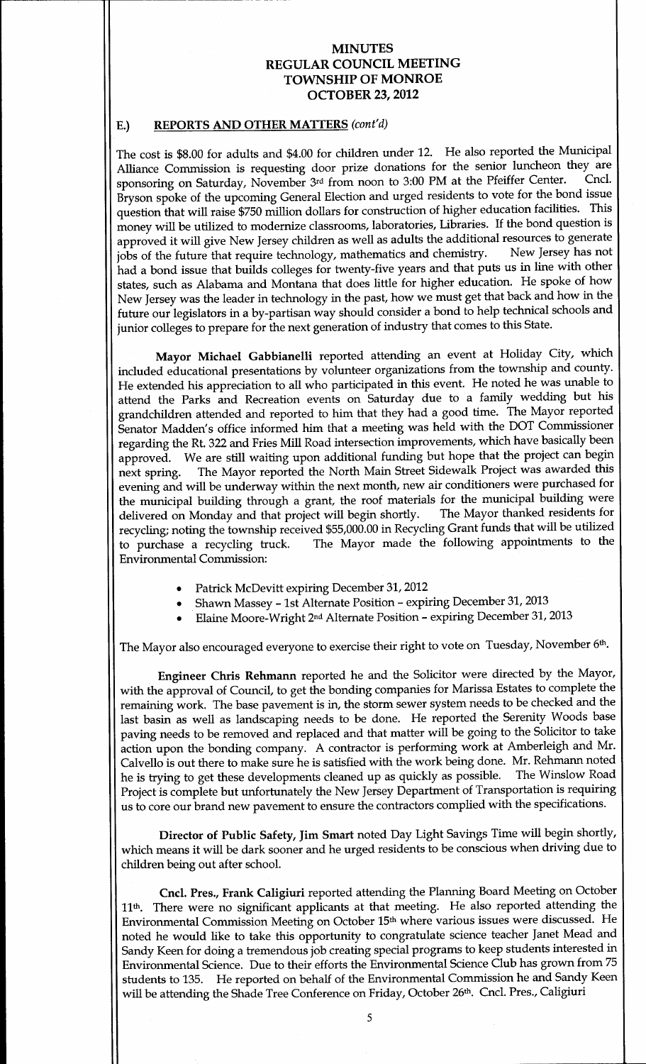# MINUTES
# REGULAR COUNCIL MEETING
# TOWNSHIP OF MONROE
# OCTOBER 23, 2012

## E.) REPORTS AND OTHER MATTERS *(cont'd)*

The cost is $8.00 for adults and $4.00 for children under 12. He also reported the Municipal Alliance Commission is requesting door prize donations for the senior luncheon they are sponsoring on Saturday, November 3rd from noon to 3:00 PM at the Pfeiffer Center. Cncl. Bryson spoke of the upcoming General Election and urged residents to vote for the bond issue question that will raise $750 million dollars for construction of higher education facilities. This money will be utilized to modernize classrooms, laboratories, Libraries. If the bond question is approved it will give New Jersey children as well as adults the additional resources to generate jobs of the future that require technology, mathematics and chemistry. New Jersey has not had a bond issue that builds colleges for twenty-five years and that puts us in line with other states, such as Alabama and Montana that does little for higher education. He spoke of how New Jersey was the leader in technology in the past, how we must get that back and how in the future our legislators in a by-partisan way should consider a bond to help technical schools and junior colleges to prepare for the next generation of industry that comes to this State.

**Mayor Michael Gabbianelli** reported attending an event at Holiday City, which included educational presentations by volunteer organizations from the township and county. He extended his appreciation to all who participated in this event. He noted he was unable to attend the Parks and Recreation events on Saturday due to a family wedding but his grandchildren attended and reported to him that they had a good time. The Mayor reported Senator Madden's office informed him that a meeting was held with the DOT Commissioner regarding the Rt. 322 and Fries Mill Road intersection improvements, which have basically been approved. We are still waiting upon additional funding but hope that the project can begin next spring. The Mayor reported the North Main Street Sidewalk Project was awarded this evening and will be underway within the next month, new air conditioners were purchased for the municipal building through a grant, the roof materials for the municipal building were delivered on Monday and that project will begin shortly. The Mayor thanked residents for recycling; noting the township received $55,000.00 in Recycling Grant funds that will be utilized to purchase a recycling truck. The Mayor made the following appointments to the Environmental Commission:

- Patrick McDevitt expiring December 31, 2012
- Shawn Massey – 1st Alternate Position – expiring December 31, 2013
- Elaine Moore-Wright 2nd Alternate Position – expiring December 31, 2013

The Mayor also encouraged everyone to exercise their right to vote on Tuesday, November 6th.

**Engineer Chris Rehmann** reported he and the Solicitor were directed by the Mayor, with the approval of Council, to get the bonding companies for Marissa Estates to complete the remaining work. The base pavement is in, the storm sewer system needs to be checked and the last basin as well as landscaping needs to be done. He reported the Serenity Woods base paving needs to be removed and replaced and that matter will be going to the Solicitor to take action upon the bonding company. A contractor is performing work at Amberleigh and Mr. Calvello is out there to make sure he is satisfied with the work being done. Mr. Rehmann noted he is trying to get these developments cleaned up as quickly as possible. The Winslow Road Project is complete but unfortunately the New Jersey Department of Transportation is requiring us to core our brand new pavement to ensure the contractors complied with the specifications.

**Director of Public Safety, Jim Smart** noted Day Light Savings Time will begin shortly, which means it will be dark sooner and he urged residents to be conscious when driving due to children being out after school.

**Cncl. Pres., Frank Caligiuri** reported attending the Planning Board Meeting on October 11th. There were no significant applicants at that meeting. He also reported attending the Environmental Commission Meeting on October 15th where various issues were discussed. He noted he would like to take this opportunity to congratulate science teacher Janet Mead and Sandy Keen for doing a tremendous job creating special programs to keep students interested in Environmental Science. Due to their efforts the Environmental Science Club has grown from 75 students to 135. He reported on behalf of the Environmental Commission he and Sandy Keen will be attending the Shade Tree Conference on Friday, October 26th. Cncl. Pres., Caligiuri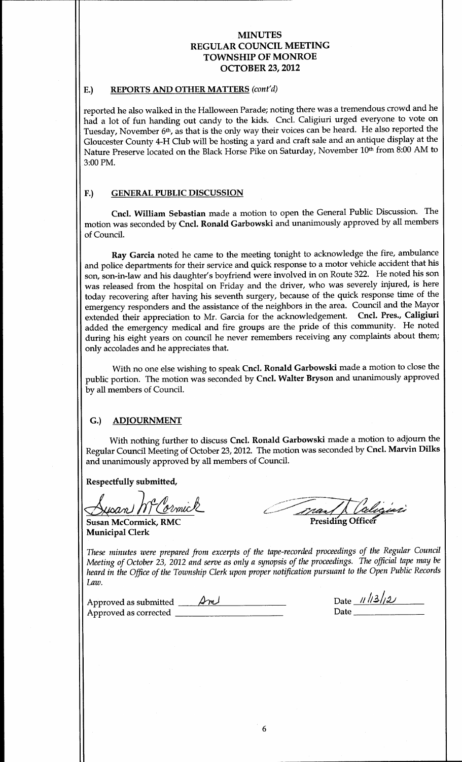# MINUTES
# REGULAR COUNCIL MEETING
# TOWNSHIP OF MONROE
# OCTOBER 23, 2012

## E.) REPORTS AND OTHER MATTERS *(cont'd)*

reported he also walked in the Halloween Parade; noting there was a tremendous crowd and he had a lot of fun handing out candy to the kids. Cncl. Caligiuri urged everyone to vote on Tuesday, November 6th, as that is the only way their voices can be heard. He also reported the Gloucester County 4-H Club will be hosting a yard and craft sale and an antique display at the Nature Preserve located on the Black Horse Pike on Saturday, November 10th from 8:00 AM to 3:00 PM.

## F.) GENERAL PUBLIC DISCUSSION

**Cncl. William Sebastian** made a motion to open the General Public Discussion. The motion was seconded by **Cncl. Ronald Garbowski** and unanimously approved by all members of Council.

**Ray Garcia** noted he came to the meeting tonight to acknowledge the fire, ambulance and police departments for their service and quick response to a motor vehicle accident that his son, son-in-law and his daughter's boyfriend were involved in on Route 322. He noted his son was released from the hospital on Friday and the driver, who was severely injured, is here today recovering after having his seventh surgery, because of the quick response time of the emergency responders and the assistance of the neighbors in the area. Council and the Mayor extended their appreciation to Mr. Garcia for the acknowledgement. **Cncl. Pres., Caligiuri** added the emergency medical and fire groups are the pride of this community. He noted during his eight years on council he never remembers receiving any complaints about them; only accolades and he appreciates that.

With no one else wishing to speak **Cncl. Ronald Garbowski** made a motion to close the public portion. The motion was seconded by **Cncl. Walter Bryson** and unanimously approved by all members of Council.

## G.) ADJOURNMENT

With nothing further to discuss **Cncl. Ronald Garbowski** made a motion to adjourn the Regular Council Meeting of October 23, 2012. The motion was seconded by **Cncl. Marvin Dilks** and unanimously approved by all members of Council.

**Respectfully submitted,**

Susan McCormick

**Susan McCormick, RMC**
**Municipal Clerk**

Marl A. Caligiuri
**Presiding Officer**

*These minutes were prepared from excerpts of the tape-recorded proceedings of the Regular Council Meeting of October 23, 2012 and serve as only a synopsis of the proceedings. The official tape may be heard in the Office of the Township Clerk upon proper notification pursuant to the Open Public Records Law.*

Approved as submitted Am Date 11/13/12

Approved as corrected ________________________ Date ______________